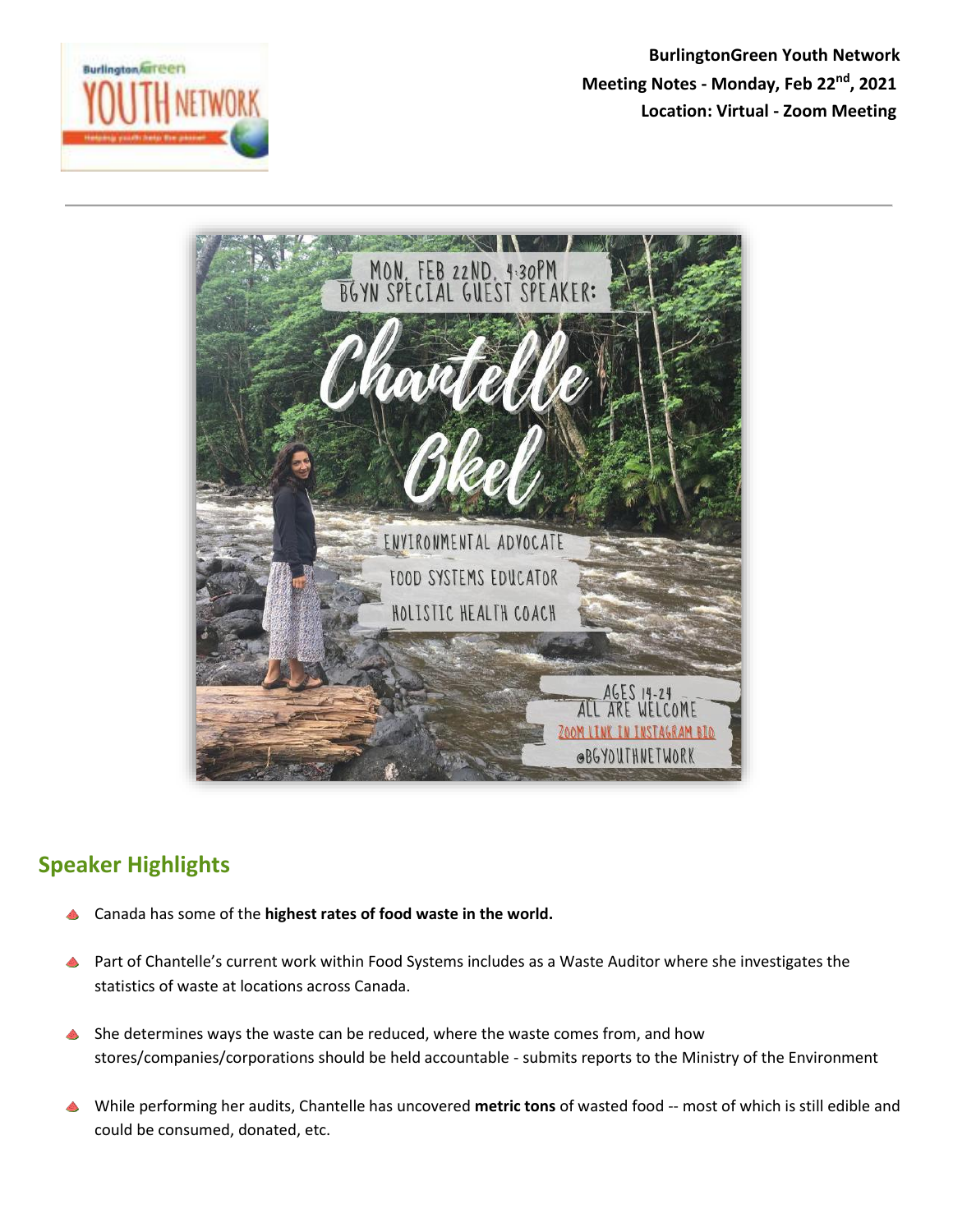**BurlingtonGreen Youth Network**
**Meeting Notes - Monday, Feb 22nd, 2021**
**Location: Virtual - Zoom Meeting**

---

MON, FEB 22ND, 4:30PM
BGYN SPECIAL GUEST SPEAKER:

Chantelle Okel

ENVIRONMENTAL ADVOCATE
FOOD SYSTEMS EDUCATOR
HOLISTIC HEALTH COACH

AGES 14-24
ALL ARE WELCOME
ZOOM LINK IN INSTAGRAM BIO
@BGYOUTHNETWORK

## Speaker Highlights

- Canada has some of the **highest rates of food waste in the world.**
- Part of Chantelle's current work within Food Systems includes as a Waste Auditor where she investigates the statistics of waste at locations across Canada.
- She determines ways the waste can be reduced, where the waste comes from, and how stores/companies/corporations should be held accountable - submits reports to the Ministry of the Environment
- While performing her audits, Chantelle has uncovered **metric tons** of wasted food -- most of which is still edible and could be consumed, donated, etc.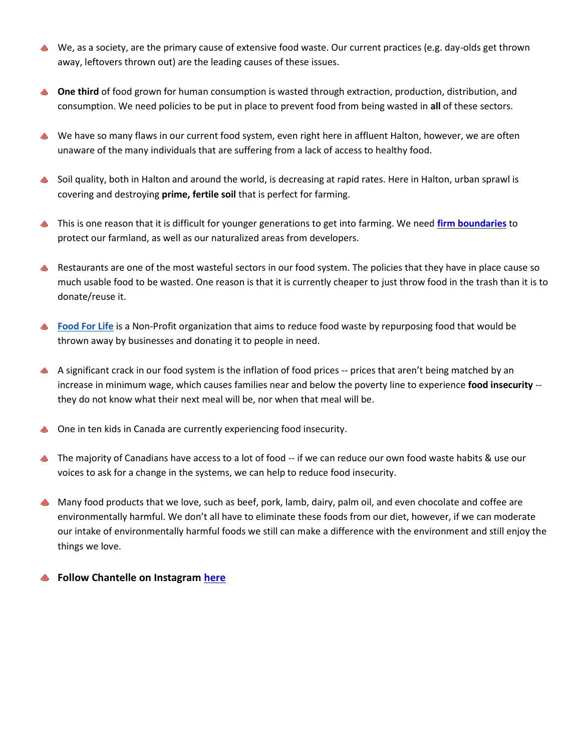- We, as a society, are the primary cause of extensive food waste. Our current practices (e.g. day-olds get thrown away, leftovers thrown out) are the leading causes of these issues.

- **One third** of food grown for human consumption is wasted through extraction, production, distribution, and consumption. We need policies to be put in place to prevent food from being wasted in **all** of these sectors.

- We have so many flaws in our current food system, even right here in affluent Halton, however, we are often unaware of the many individuals that are suffering from a lack of access to healthy food.

- Soil quality, both in Halton and around the world, is decreasing at rapid rates. Here in Halton, urban sprawl is covering and destroying **prime, fertile soil** that is perfect for farming.

- This is one reason that it is difficult for younger generations to get into farming. We need **firm boundaries** to protect our farmland, as well as our naturalized areas from developers.

- Restaurants are one of the most wasteful sectors in our food system. The policies that they have in place cause so much usable food to be wasted. One reason is that it is currently cheaper to just throw food in the trash than it is to donate/reuse it.

- Food For Life is a Non-Profit organization that aims to reduce food waste by repurposing food that would be thrown away by businesses and donating it to people in need.

- A significant crack in our food system is the inflation of food prices -- prices that aren't being matched by an increase in minimum wage, which causes families near and below the poverty line to experience **food insecurity** -- they do not know what their next meal will be, nor when that meal will be.

- One in ten kids in Canada are currently experiencing food insecurity.

- The majority of Canadians have access to a lot of food -- if we can reduce our own food waste habits & use our voices to ask for a change in the systems, we can help to reduce food insecurity.

- Many food products that we love, such as beef, pork, lamb, dairy, palm oil, and even chocolate and coffee are environmentally harmful. We don't all have to eliminate these foods from our diet, however, if we can moderate our intake of environmentally harmful foods we still can make a difference with the environment and still enjoy the things we love.

- **Follow Chantelle on Instagram here**